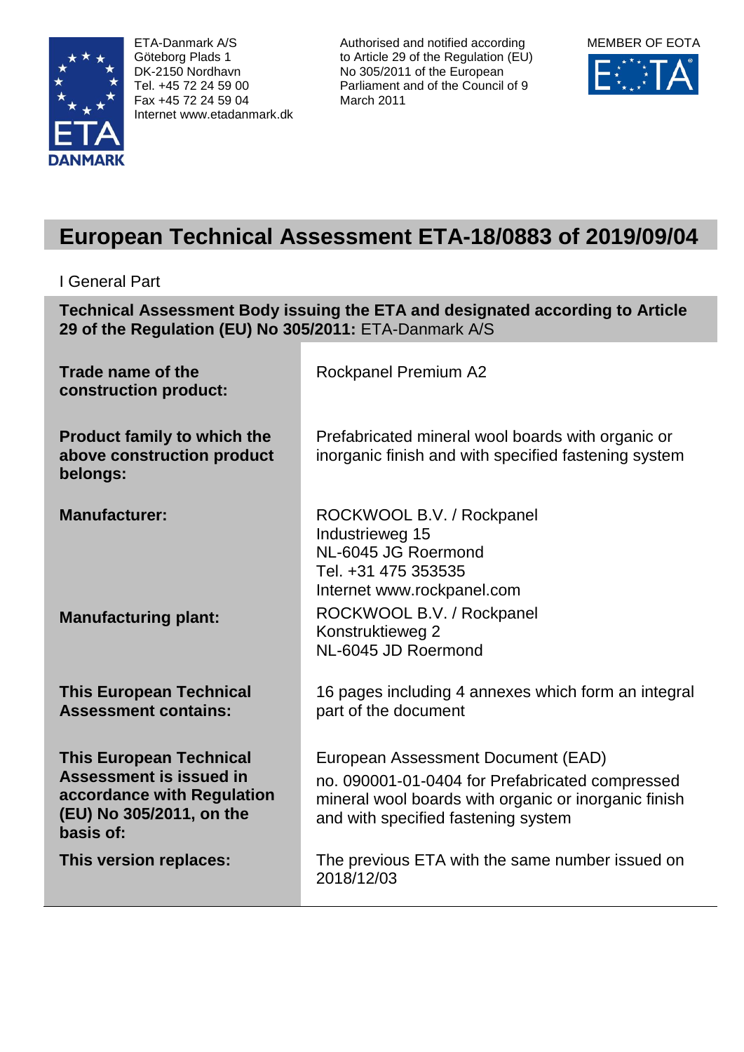ETA-Danmark A/S
Göteborg Plads 1
DK-2150 Nordhavn
Tel. +45 72 24 59 00
Fax +45 72 24 59 04
Internet www.etadanmark.dk

Authorised and notified according to Article 29 of the Regulation (EU) No 305/2011 of the European Parliament and of the Council of 9 March 2011

MEMBER OF EOTA

# European Technical Assessment ETA-18/0883 of 2019/09/04

I General Part

**Technical Assessment Body issuing the ETA and designated according to Article 29 of the Regulation (EU) No 305/2011:** ETA-Danmark A/S

| | |
|---|---|
| **Trade name of the construction product:** | Rockpanel Premium A2 |
| **Product family to which the above construction product belongs:** | Prefabricated mineral wool boards with organic or inorganic finish and with specified fastening system |
| **Manufacturer:** | ROCKWOOL B.V. / Rockpanel<br>Industrieweg 15<br>NL-6045 JG Roermond<br>Tel. +31 475 353535<br>Internet www.rockpanel.com |
| **Manufacturing plant:** | ROCKWOOL B.V. / Rockpanel<br>Konstruktieweg 2<br>NL-6045 JD Roermond |
| **This European Technical Assessment contains:** | 16 pages including 4 annexes which form an integral part of the document |
| **This European Technical Assessment is issued in accordance with Regulation (EU) No 305/2011, on the basis of:** | European Assessment Document (EAD)<br>no. 090001-01-0404 for Prefabricated compressed mineral wool boards with organic or inorganic finish and with specified fastening system |
| **This version replaces:** | The previous ETA with the same number issued on 2018/12/03 |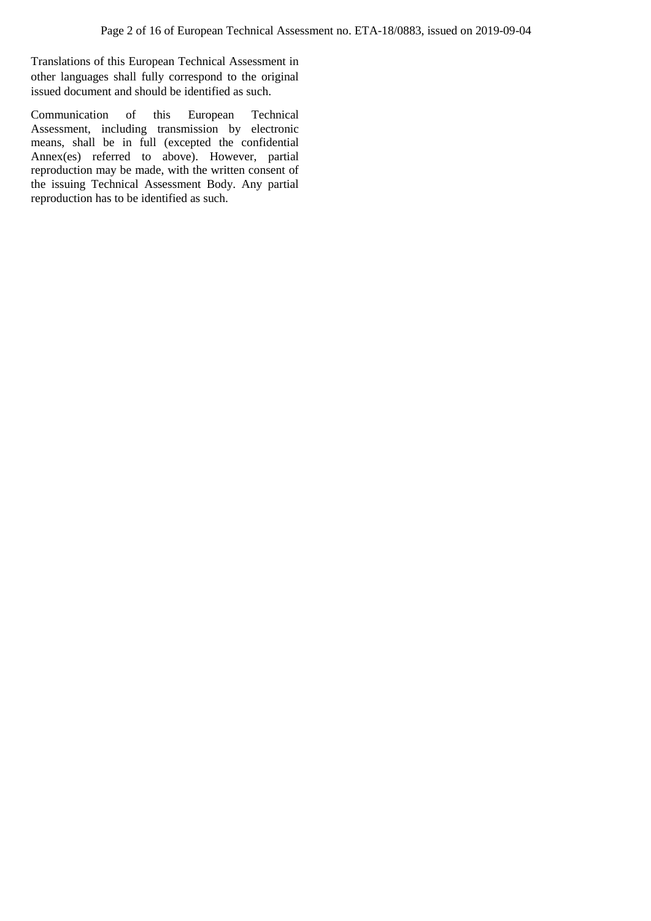Translations of this European Technical Assessment in other languages shall fully correspond to the original issued document and should be identified as such.

Communication of this European Technical Assessment, including transmission by electronic means, shall be in full (excepted the confidential Annex(es) referred to above). However, partial reproduction may be made, with the written consent of the issuing Technical Assessment Body. Any partial reproduction has to be identified as such.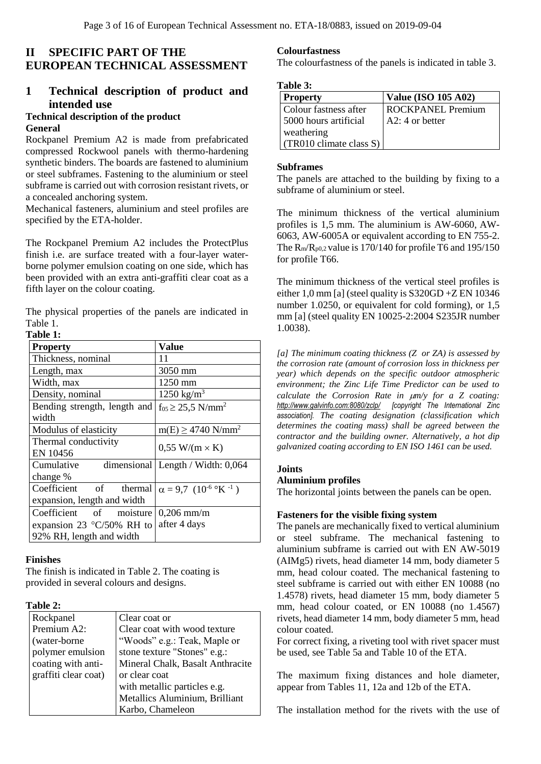# II SPECIFIC PART OF THE EUROPEAN TECHNICAL ASSESSMENT

## 1 Technical description of product and intended use

**Technical description of the product**

**General**

Rockpanel Premium A2 is made from prefabricated compressed Rockwool panels with thermo-hardening synthetic binders. The boards are fastened to aluminium or steel subframes. Fastening to the aluminium or steel subframe is carried out with corrosion resistant rivets, or a concealed anchoring system.

Mechanical fasteners, aluminium and steel profiles are specified by the ETA-holder.

The Rockpanel Premium A2 includes the ProtectPlus finish i.e. are surface treated with a four-layer water-borne polymer emulsion coating on one side, which has been provided with an extra anti-graffiti clear coat as a fifth layer on the colour coating.

The physical properties of the panels are indicated in Table 1.

**Table 1:**

| Property | Value |
|---|---|
| Thickness, nominal | 11 |
| Length, max | 3050 mm |
| Width, max | 1250 mm |
| Density, nominal | 1250 kg/m$^3$ |
| Bending strength, length and width | $f_{05} \geq 25{,}5$ N/mm$^2$ |
| Modulus of elasticity | $m(E) \geq 4740$ N/mm$^2$ |
| Thermal conductivity EN 10456 | 0,55 W/(m × K) |
| Cumulative dimensional change % | Length / Width: 0,064 |
| Coefficient of thermal expansion, length and width | $\alpha = 9{,}7\ (10^{-6}\ °K^{-1})$ |
| Coefficient of moisture expansion 23 °C/50% RH to 92% RH, length and width | 0,206 mm/m after 4 days |

**Finishes**

The finish is indicated in Table 2. The coating is provided in several colours and designs.

**Table 2:**

| | |
|---|---|
| Rockpanel Premium A2: (water-borne polymer emulsion coating with anti-graffiti clear coat) | Clear coat or Clear coat with wood texture "Woods" e.g.: Teak, Maple or stone texture "Stones" e.g.: Mineral Chalk, Basalt Anthracite or clear coat with metallic particles e.g. Metallics Aluminium, Brilliant Karbo, Chameleon |

**Colourfastness**

The colourfastness of the panels is indicated in table 3.

**Table 3:**

| Property | Value (ISO 105 A02) |
|---|---|
| Colour fastness after 5000 hours artificial weathering (TR010 climate class S) | ROCKPANEL Premium A2: 4 or better |

**Subframes**

The panels are attached to the building by fixing to a subframe of aluminium or steel.

The minimum thickness of the vertical aluminium profiles is 1,5 mm. The aluminium is AW-6060, AW-6063, AW-6005A or equivalent according to EN 755-2. The $R_m/R_{p0,2}$ value is 170/140 for profile T6 and 195/150 for profile T66.

The minimum thickness of the vertical steel profiles is either 1,0 mm [a] (steel quality is S320GD +Z EN 10346 number 1.0250, or equivalent for cold forming), or 1,5 mm [a] (steel quality EN 10025-2:2004 S235JR number 1.0038).

*[a] The minimum coating thickness (Z or ZA) is assessed by the corrosion rate (amount of corrosion loss in thickness per year) which depends on the specific outdoor atmospheric environment; the Zinc Life Time Predictor can be used to calculate the Corrosion Rate in µm/y for a Z coating: http://www.galvinfo.com:8080/zclp/ [copyright The International Zinc association]. The coating designation (classification which determines the coating mass) shall be agreed between the contractor and the building owner. Alternatively, a hot dip galvanized coating according to EN ISO 1461 can be used.*

**Joints**

**Aluminium profiles**

The horizontal joints between the panels can be open.

**Fasteners for the visible fixing system**

The panels are mechanically fixed to vertical aluminium or steel subframe. The mechanical fastening to aluminium subframe is carried out with EN AW-5019 (AlMg5) rivets, head diameter 14 mm, body diameter 5 mm, head colour coated. The mechanical fastening to steel subframe is carried out with either EN 10088 (no 1.4578) rivets, head diameter 15 mm, body diameter 5 mm, head colour coated, or EN 10088 (no 1.4567) rivets, head diameter 14 mm, body diameter 5 mm, head colour coated.

For correct fixing, a riveting tool with rivet spacer must be used, see Table 5a and Table 10 of the ETA.

The maximum fixing distances and hole diameter, appear from Tables 11, 12a and 12b of the ETA.

The installation method for the rivets with the use of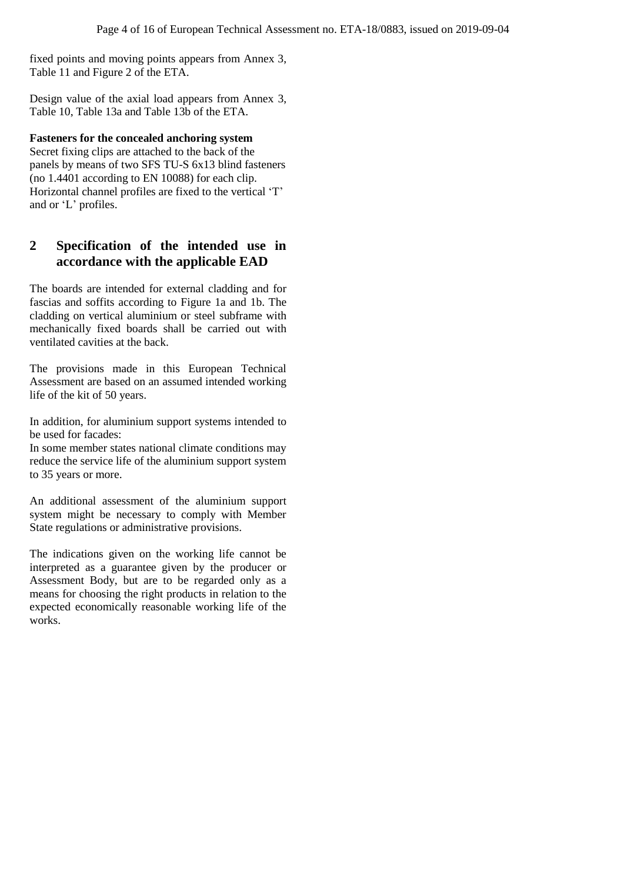fixed points and moving points appears from Annex 3, Table 11 and Figure 2 of the ETA.

Design value of the axial load appears from Annex 3, Table 10, Table 13a and Table 13b of the ETA.

**Fasteners for the concealed anchoring system**
Secret fixing clips are attached to the back of the panels by means of two SFS TU-S 6x13 blind fasteners (no 1.4401 according to EN 10088) for each clip. Horizontal channel profiles are fixed to the vertical 'T' and or 'L' profiles.

## 2 Specification of the intended use in accordance with the applicable EAD

The boards are intended for external cladding and for fascias and soffits according to Figure 1a and 1b. The cladding on vertical aluminium or steel subframe with mechanically fixed boards shall be carried out with ventilated cavities at the back.

The provisions made in this European Technical Assessment are based on an assumed intended working life of the kit of 50 years.

In addition, for aluminium support systems intended to be used for facades:
In some member states national climate conditions may reduce the service life of the aluminium support system to 35 years or more.

An additional assessment of the aluminium support system might be necessary to comply with Member State regulations or administrative provisions.

The indications given on the working life cannot be interpreted as a guarantee given by the producer or Assessment Body, but are to be regarded only as a means for choosing the right products in relation to the expected economically reasonable working life of the works.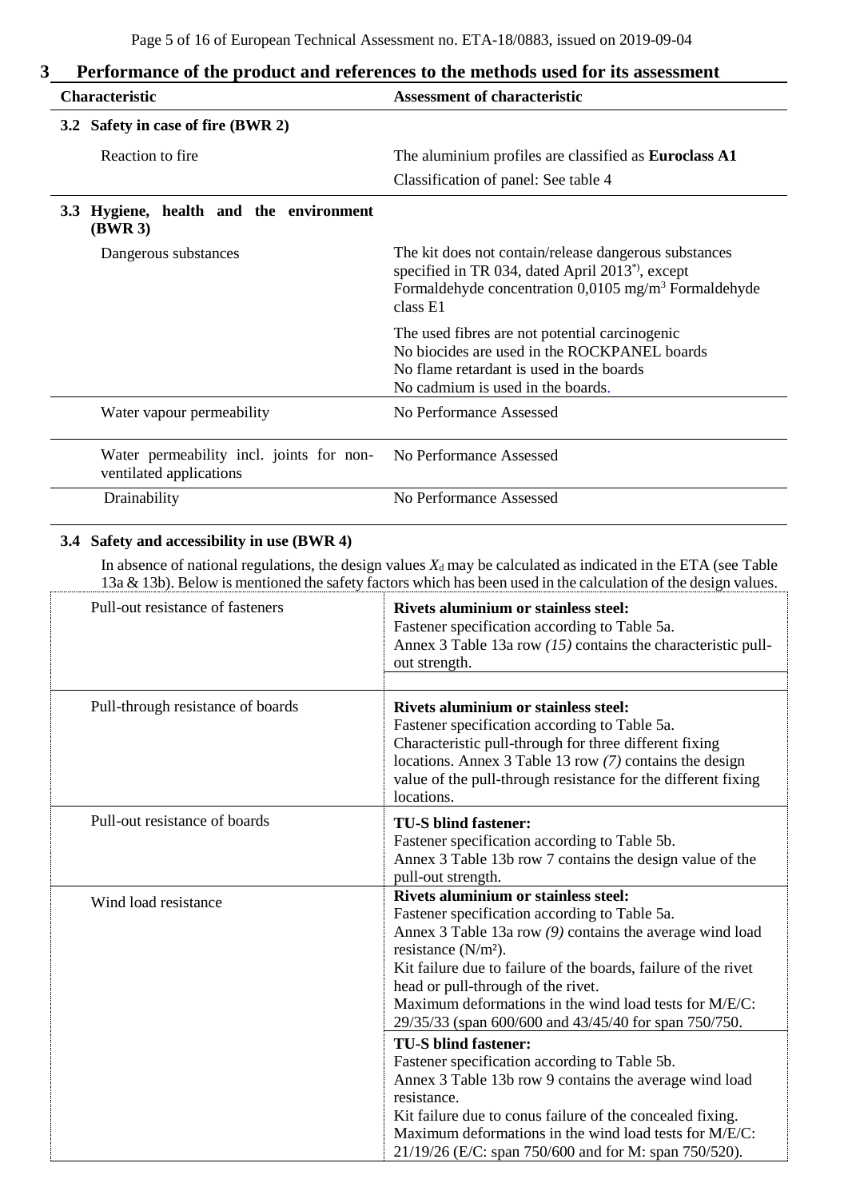## 3 Performance of the product and references to the methods used for its assessment

| Characteristic | Assessment of characteristic |
|---|---|
| **3.2 Safety in case of fire (BWR 2)** | |
| Reaction to fire | The aluminium profiles are classified as **Euroclass A1**<br>Classification of panel: See table 4 |
| **3.3 Hygiene, health and the environment (BWR 3)** | |
| Dangerous substances | The kit does not contain/release dangerous substances specified in TR 034, dated April 2013[*)], except Formaldehyde concentration 0,0105 mg/m$^3$ Formaldehyde class E1<br><br>The used fibres are not potential carcinogenic<br>No biocides are used in the ROCKPANEL boards<br>No flame retardant is used in the boards<br>No cadmium is used in the boards. |
| Water vapour permeability | No Performance Assessed |
| Water permeability incl. joints for non-ventilated applications | No Performance Assessed |
| Drainability | No Performance Assessed |

### 3.4 Safety and accessibility in use (BWR 4)

In absence of national regulations, the design values $X_d$ may be calculated as indicated in the ETA (see Table 13a & 13b). Below is mentioned the safety factors which has been used in the calculation of the design values.

| Characteristic | Assessment of characteristic |
|---|---|
| Pull-out resistance of fasteners | **Rivets aluminium or stainless steel:**<br>Fastener specification according to Table 5a.<br>Annex 3 Table 13a row *(15)* contains the characteristic pull-out strength. |
| Pull-through resistance of boards | **Rivets aluminium or stainless steel:**<br>Fastener specification according to Table 5a.<br>Characteristic pull-through for three different fixing locations. Annex 3 Table 13 row *(7)* contains the design value of the pull-through resistance for the different fixing locations. |
| Pull-out resistance of boards | **TU-S blind fastener:**<br>Fastener specification according to Table 5b.<br>Annex 3 Table 13b row 7 contains the design value of the pull-out strength. |
| Wind load resistance | **Rivets aluminium or stainless steel:**<br>Fastener specification according to Table 5a.<br>Annex 3 Table 13a row *(9)* contains the average wind load resistance (N/m²).<br>Kit failure due to failure of the boards, failure of the rivet head or pull-through of the rivet.<br>Maximum deformations in the wind load tests for M/E/C: 29/35/33 (span 600/600 and 43/45/40 for span 750/750.<br><br>**TU-S blind fastener:**<br>Fastener specification according to Table 5b.<br>Annex 3 Table 13b row 9 contains the average wind load resistance.<br>Kit failure due to conus failure of the concealed fixing.<br>Maximum deformations in the wind load tests for M/E/C: 21/19/26 (E/C: span 750/600 and for M: span 750/520). |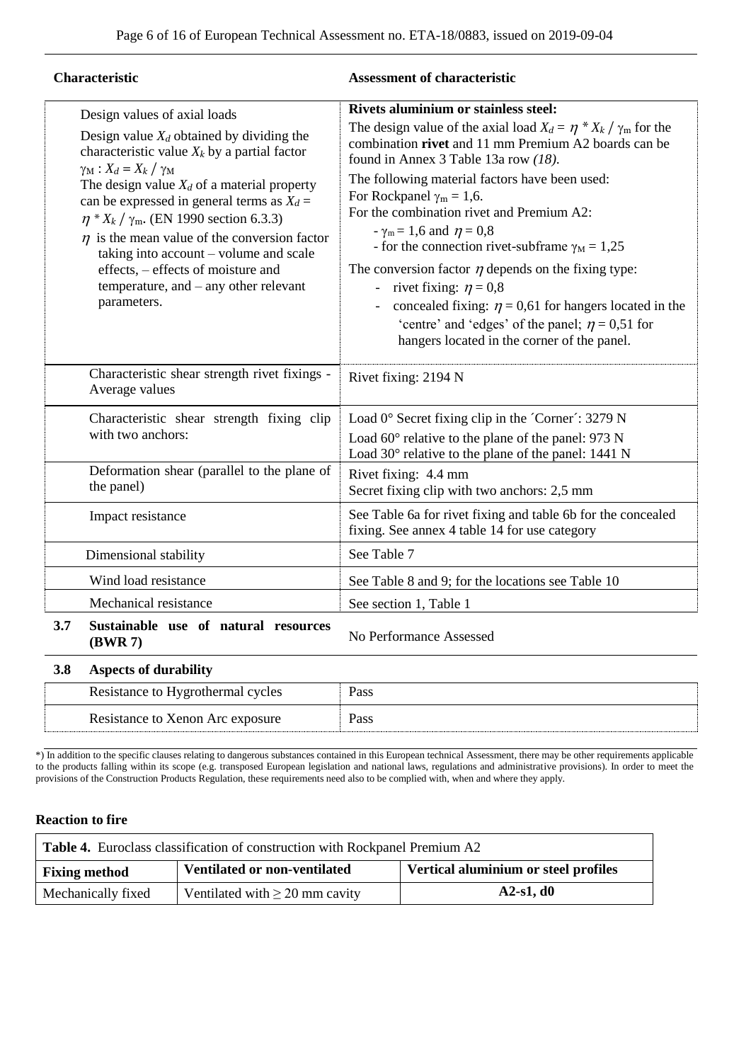| Characteristic | Assessment of characteristic |
|---|---|
| Design values of axial loads<br>Design value $X_d$ obtained by dividing the characteristic value $X_k$ by a partial factor $\gamma_M$ : $X_d = X_k / \gamma_M$<br>The design value $X_d$ of a material property can be expressed in general terms as $X_d = \eta * X_k / \gamma_m$. (EN 1990 section 6.3.3)<br>$\eta$ is the mean value of the conversion factor taking into account – volume and scale effects, – effects of moisture and temperature, and – any other relevant parameters. | **Rivets aluminium or stainless steel:**<br>The design value of the axial load $X_d = \eta * X_k / \gamma_m$ for the combination **rivet** and 11 mm Premium A2 boards can be found in Annex 3 Table 13a row *(18)*.<br>The following material factors have been used:<br>For Rockpanel $\gamma_m = 1,6$.<br>For the combination rivet and Premium A2:<br>- $\gamma_m = 1,6$ and $\eta = 0,8$<br>- for the connection rivet-subframe $\gamma_M = 1,25$<br>The conversion factor $\eta$ depends on the fixing type:<br>- rivet fixing: $\eta = 0,8$<br>- concealed fixing: $\eta = 0,61$ for hangers located in the 'centre' and 'edges' of the panel; $\eta = 0,51$ for hangers located in the corner of the panel. |
| Characteristic shear strength rivet fixings - Average values | Rivet fixing: 2194 N |
| Characteristic shear strength fixing clip with two anchors: | Load 0° Secret fixing clip in the ´Corner´: 3279 N<br>Load 60° relative to the plane of the panel: 973 N<br>Load 30° relative to the plane of the panel: 1441 N |
| Deformation shear (parallel to the plane of the panel) | Rivet fixing: 4.4 mm<br>Secret fixing clip with two anchors: 2,5 mm |
| Impact resistance | See Table 6a for rivet fixing and table 6b for the concealed fixing. See annex 4 table 14 for use category |
| Dimensional stability | See Table 7 |
| Wind load resistance | See Table 8 and 9; for the locations see Table 10 |
| Mechanical resistance | See section 1, Table 1 |
| **3.7 Sustainable use of natural resources (BWR 7)** | No Performance Assessed |
| **3.8 Aspects of durability** | |
| Resistance to Hygrothermal cycles | Pass |
| Resistance to Xenon Arc exposure | Pass |

*) In addition to the specific clauses relating to dangerous substances contained in this European technical Assessment, there may be other requirements applicable to the products falling within its scope (e.g. transposed European legislation and national laws, regulations and administrative provisions). In order to meet the provisions of the Construction Products Regulation, these requirements need also to be complied with, when and where they apply.

**Reaction to fire**

| **Table 4.** Euroclass classification of construction with Rockpanel Premium A2 | | |
|---|---|---|
| **Fixing method** | **Ventilated or non-ventilated** | **Vertical aluminium or steel profiles** |
| Mechanically fixed | Ventilated with ≥ 20 mm cavity | **A2-s1, d0** |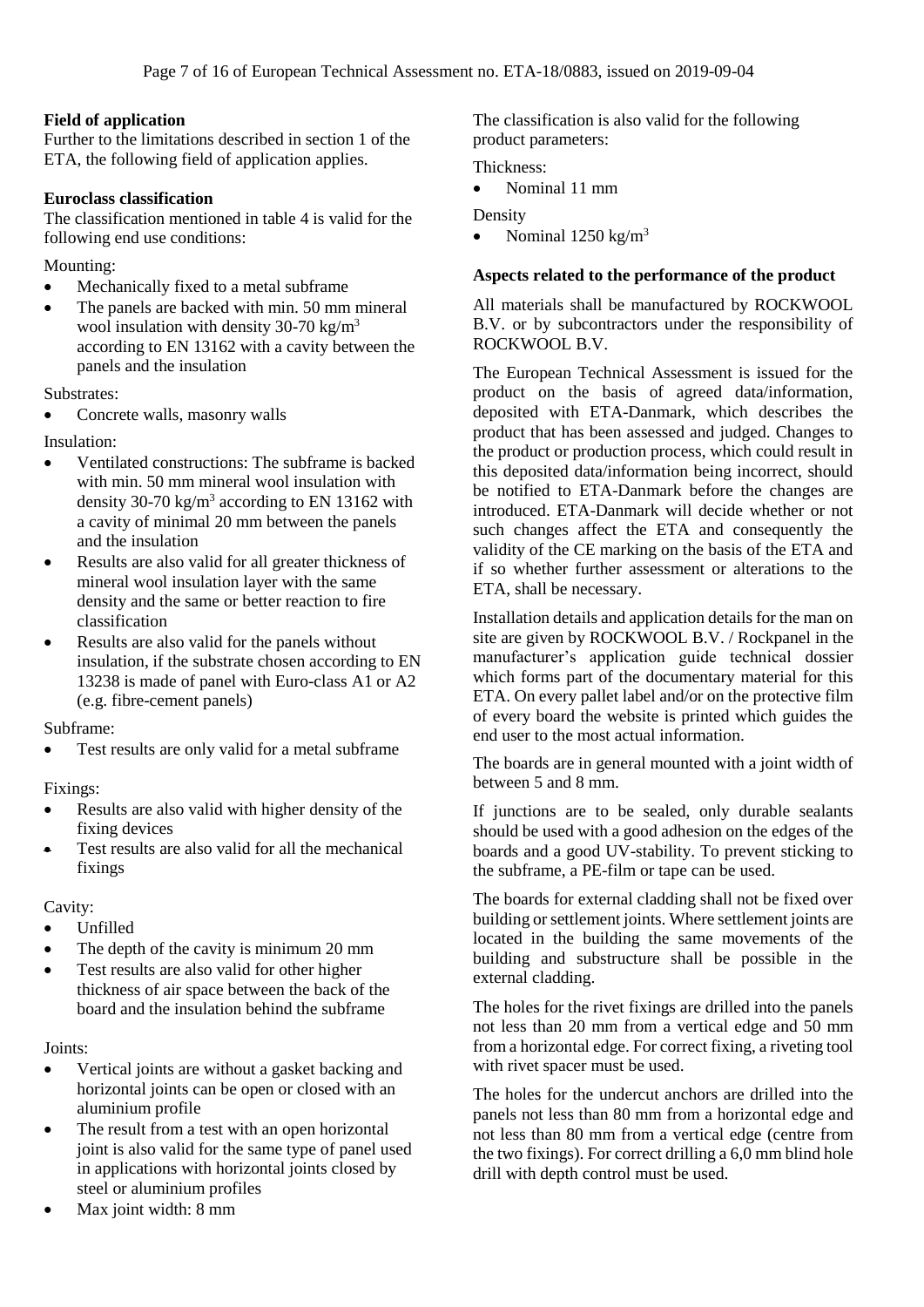**Field of application**

Further to the limitations described in section 1 of the ETA, the following field of application applies.

**Euroclass classification**

The classification mentioned in table 4 is valid for the following end use conditions:

Mounting:

- Mechanically fixed to a metal subframe
- The panels are backed with min. 50 mm mineral wool insulation with density 30-70 kg/m$^3$ according to EN 13162 with a cavity between the panels and the insulation

Substrates:

- Concrete walls, masonry walls

Insulation:

- Ventilated constructions: The subframe is backed with min. 50 mm mineral wool insulation with density 30-70 kg/m$^3$ according to EN 13162 with a cavity of minimal 20 mm between the panels and the insulation
- Results are also valid for all greater thickness of mineral wool insulation layer with the same density and the same or better reaction to fire classification
- Results are also valid for the panels without insulation, if the substrate chosen according to EN 13238 is made of panel with Euro-class A1 or A2 (e.g. fibre-cement panels)

Subframe:

- Test results are only valid for a metal subframe

Fixings:

- Results are also valid with higher density of the fixing devices
- Test results are also valid for all the mechanical fixings

Cavity:

- Unfilled
- The depth of the cavity is minimum 20 mm
- Test results are also valid for other higher thickness of air space between the back of the board and the insulation behind the subframe

Joints:

- Vertical joints are without a gasket backing and horizontal joints can be open or closed with an aluminium profile
- The result from a test with an open horizontal joint is also valid for the same type of panel used in applications with horizontal joints closed by steel or aluminium profiles
- Max joint width: 8 mm

The classification is also valid for the following product parameters:

Thickness:

- Nominal 11 mm

Density

- Nominal 1250 kg/m$^3$

**Aspects related to the performance of the product**

All materials shall be manufactured by ROCKWOOL B.V. or by subcontractors under the responsibility of ROCKWOOL B.V.

The European Technical Assessment is issued for the product on the basis of agreed data/information, deposited with ETA-Danmark, which describes the product that has been assessed and judged. Changes to the product or production process, which could result in this deposited data/information being incorrect, should be notified to ETA-Danmark before the changes are introduced. ETA-Danmark will decide whether or not such changes affect the ETA and consequently the validity of the CE marking on the basis of the ETA and if so whether further assessment or alterations to the ETA, shall be necessary.

Installation details and application details for the man on site are given by ROCKWOOL B.V. / Rockpanel in the manufacturer's application guide technical dossier which forms part of the documentary material for this ETA. On every pallet label and/or on the protective film of every board the website is printed which guides the end user to the most actual information.

The boards are in general mounted with a joint width of between 5 and 8 mm.

If junctions are to be sealed, only durable sealants should be used with a good adhesion on the edges of the boards and a good UV-stability. To prevent sticking to the subframe, a PE-film or tape can be used.

The boards for external cladding shall not be fixed over building or settlement joints. Where settlement joints are located in the building the same movements of the building and substructure shall be possible in the external cladding.

The holes for the rivet fixings are drilled into the panels not less than 20 mm from a vertical edge and 50 mm from a horizontal edge. For correct fixing, a riveting tool with rivet spacer must be used.

The holes for the undercut anchors are drilled into the panels not less than 80 mm from a horizontal edge and not less than 80 mm from a vertical edge (centre from the two fixings). For correct drilling a 6,0 mm blind hole drill with depth control must be used.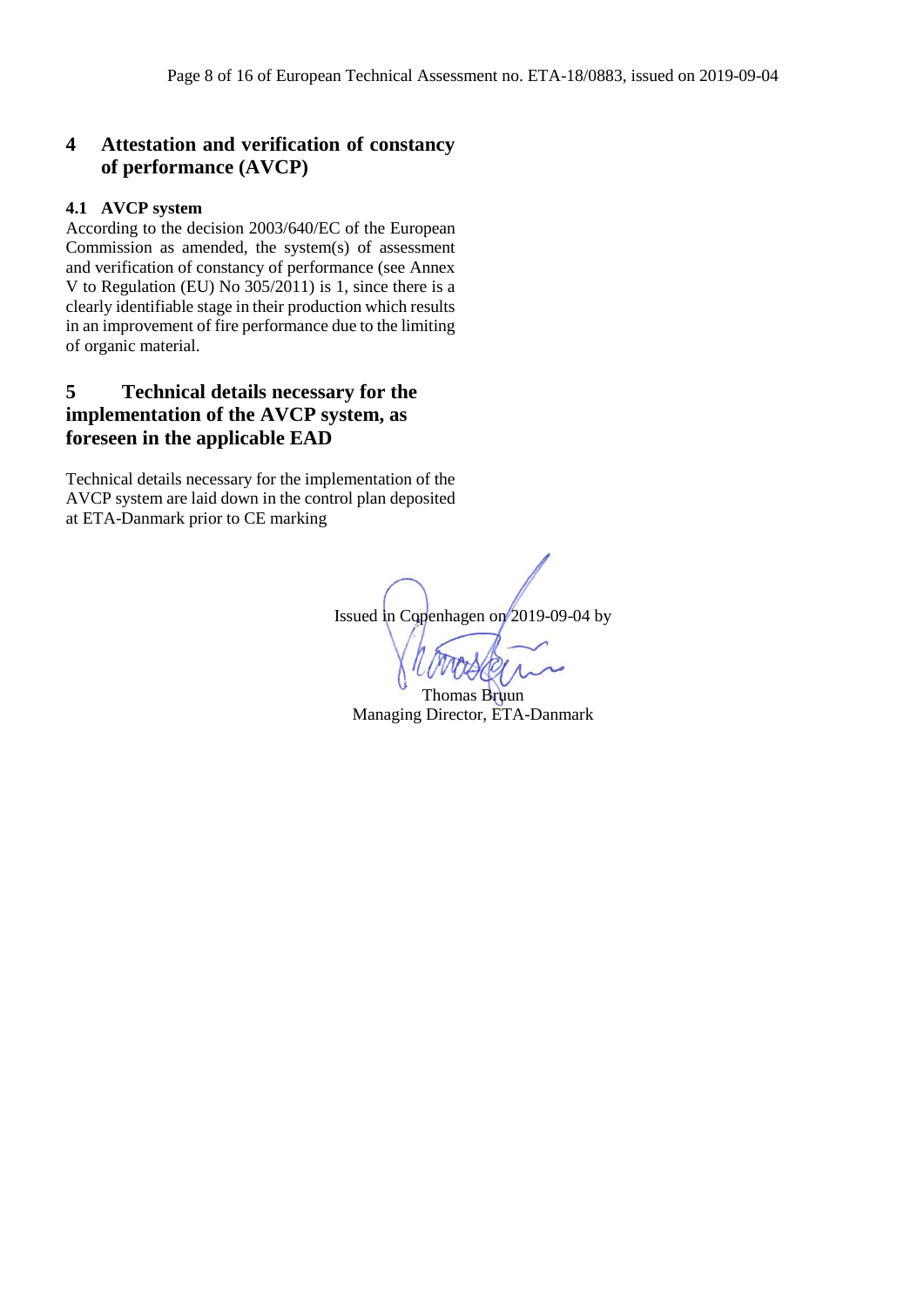## 4 Attestation and verification of constancy of performance (AVCP)

### 4.1 AVCP system

According to the decision 2003/640/EC of the European Commission as amended, the system(s) of assessment and verification of constancy of performance (see Annex V to Regulation (EU) No 305/2011) is 1, since there is a clearly identifiable stage in their production which results in an improvement of fire performance due to the limiting of organic material.

## 5 Technical details necessary for the implementation of the AVCP system, as foreseen in the applicable EAD

Technical details necessary for the implementation of the AVCP system are laid down in the control plan deposited at ETA-Danmark prior to CE marking

Issued in Copenhagen on 2019-09-04 by

Thomas Bruun
Managing Director, ETA-Danmark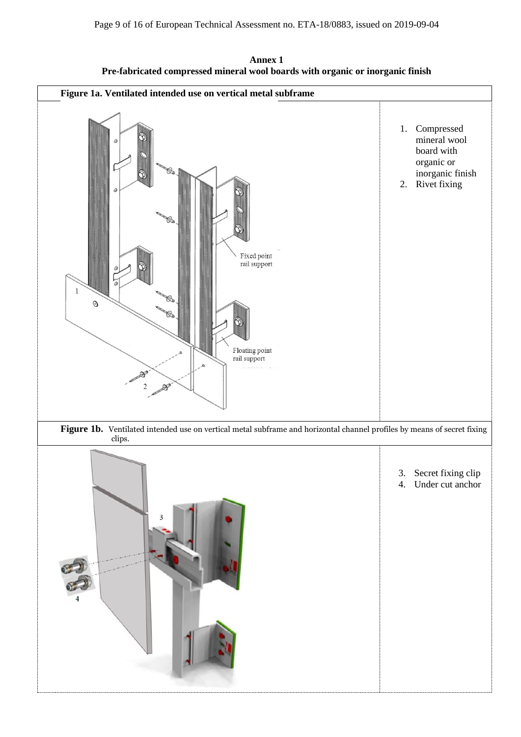**Annex 1**
**Pre-fabricated compressed mineral wool boards with organic or inorganic finish**

**Figure 1a. Ventilated intended use on vertical metal subframe**

Fixed point rail support

Floating point rail support

1. Compressed mineral wool board with organic or inorganic finish
2. Rivet fixing

**Figure 1b.** Ventilated intended use on vertical metal subframe and horizontal channel profiles by means of secret fixing clips.

3. Secret fixing clip
4. Under cut anchor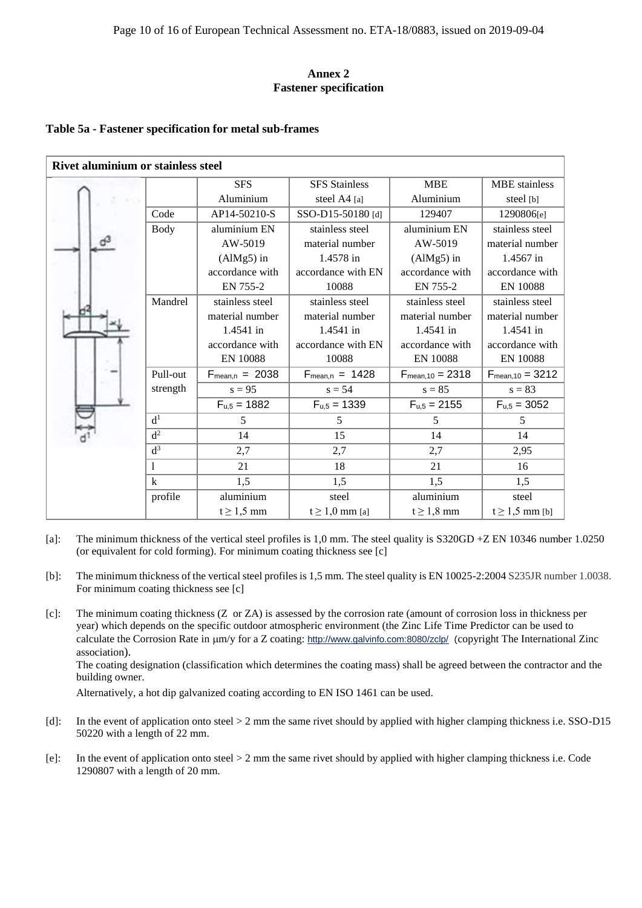## Annex 2
## Fastener specification

**Table 5a - Fastener specification for metal sub-frames**

| Rivet aluminium or stainless steel | | | | |
|---|---|---|---|---|
| | SFS Aluminium | SFS Stainless steel A4 [a] | MBE Aluminium | MBE stainless steel [b] |
| Code | AP14-50210-S | SSO-D15-50180 [d] | 129407 | 1290806[e] |
| Body | aluminium EN AW-5019 (AlMg5) in accordance with EN 755-2 | stainless steel material number 1.4578 in accordance with EN 10088 | aluminium EN AW-5019 (AlMg5) in accordance with EN 755-2 | stainless steel material number 1.4567 in accordance with EN 10088 |
| Mandrel | stainless steel material number 1.4541 in accordance with EN 10088 | stainless steel material number 1.4541 in accordance with EN 10088 | stainless steel material number 1.4541 in accordance with EN 10088 | stainless steel material number 1.4541 in accordance with EN 10088 |
| Pull-out strength | $F_{mean,n}$ = 2038<br>s = 95<br>$F_{u,5}$ = 1882 | $F_{mean,n}$ = 1428<br>s = 54<br>$F_{u,5}$ = 1339 | $F_{mean,10}$ = 2318<br>s = 85<br>$F_{u,5}$ = 2155 | $F_{mean,10}$ = 3212<br>s = 83<br>$F_{u,5}$ = 3052 |
| $d^1$ | 5 | 5 | 5 | 5 |
| $d^2$ | 14 | 15 | 14 | 14 |
| $d^3$ | 2,7 | 2,7 | 2,7 | 2,95 |
| l | 21 | 18 | 21 | 16 |
| k | 1,5 | 1,5 | 1,5 | 1,5 |
| profile | aluminium $t \geq 1,5$ mm | steel $t \geq 1,0$ mm [a] | aluminium $t \geq 1,8$ mm | steel $t \geq 1,5$ mm [b] |

[a]: The minimum thickness of the vertical steel profiles is 1,0 mm. The steel quality is S320GD +Z EN 10346 number 1.0250 (or equivalent for cold forming). For minimum coating thickness see [c]

[b]: The minimum thickness of the vertical steel profiles is 1,5 mm. The steel quality is EN 10025-2:2004 S235JR number 1.0038. For minimum coating thickness see [c]

[c]: The minimum coating thickness (Z or ZA) is assessed by the corrosion rate (amount of corrosion loss in thickness per year) which depends on the specific outdoor atmospheric environment (the Zinc Life Time Predictor can be used to calculate the Corrosion Rate in μm/y for a Z coating: http://www.galvinfo.com:8080/zclp/ (copyright The International Zinc association).
The coating designation (classification which determines the coating mass) shall be agreed between the contractor and the building owner.
Alternatively, a hot dip galvanized coating according to EN ISO 1461 can be used.

[d]: In the event of application onto steel > 2 mm the same rivet should by applied with higher clamping thickness i.e. SSO-D15 50220 with a length of 22 mm.

[e]: In the event of application onto steel > 2 mm the same rivet should by applied with higher clamping thickness i.e. Code 1290807 with a length of 20 mm.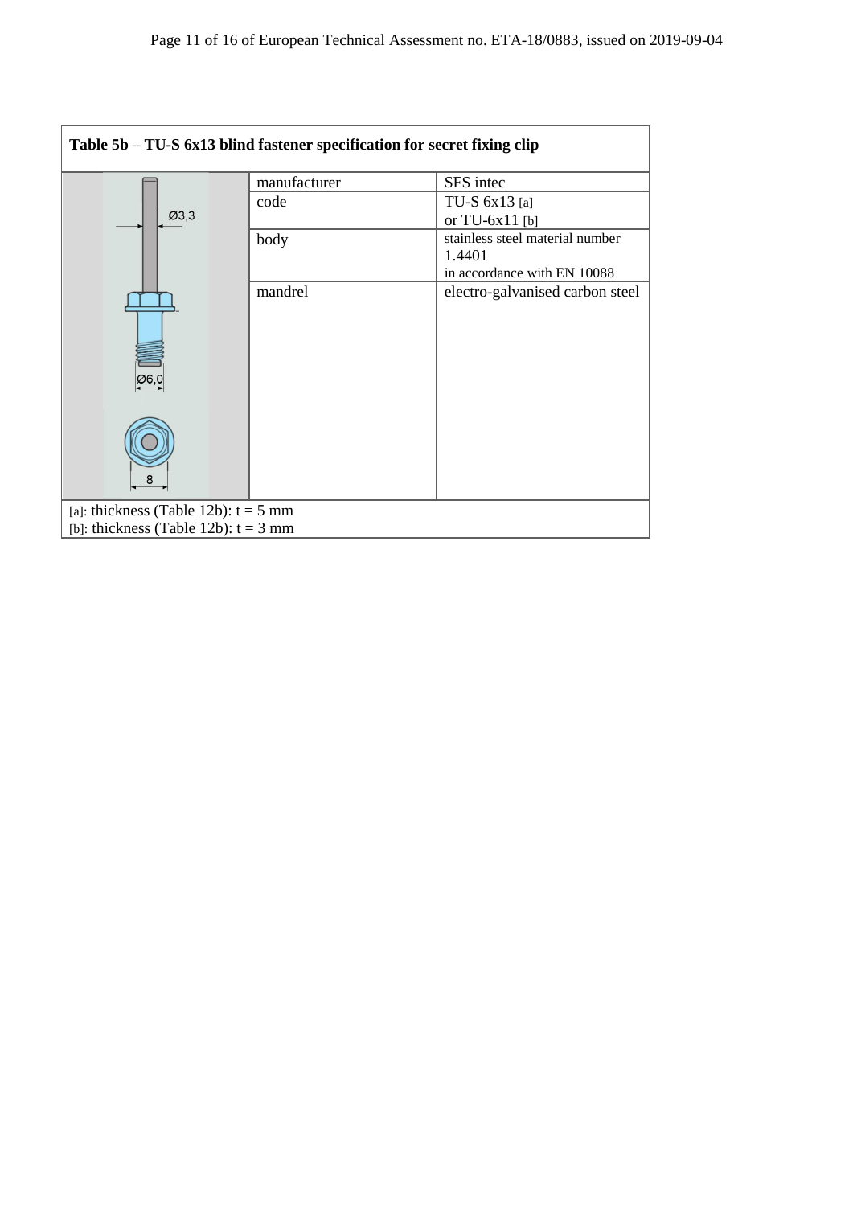**Table 5b – TU-S 6x13 blind fastener specification for secret fixing clip**

| | | |
|---|---|---|
| | manufacturer | SFS intec |
| | code | TU-S 6x13 [a] or TU-6x11 [b] |
| | body | stainless steel material number 1.4401 in accordance with EN 10088 |
| | mandrel | electro-galvanised carbon steel |

[a]: thickness (Table 12b): t = 5 mm
[b]: thickness (Table 12b): t = 3 mm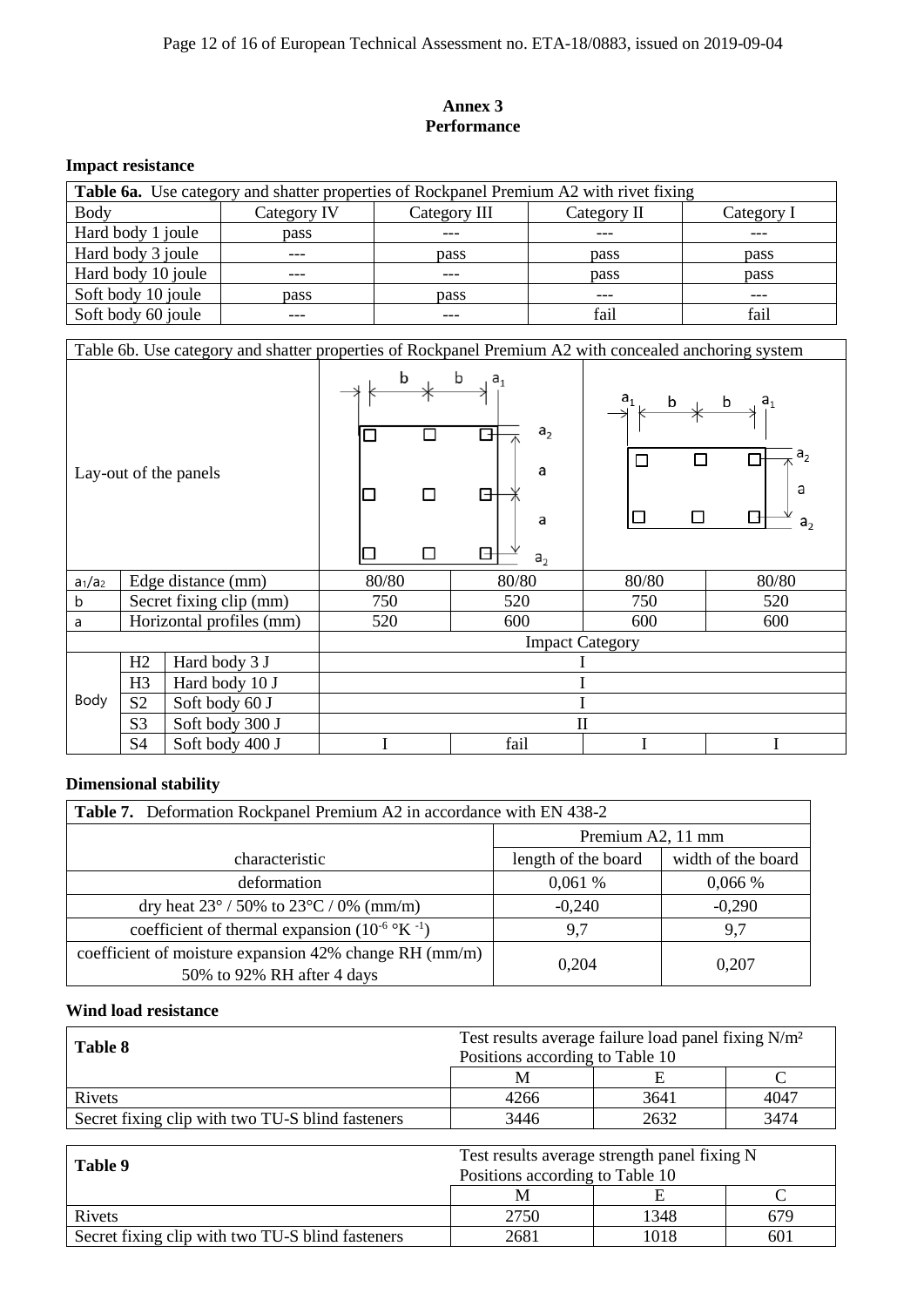## Annex 3
## Performance

### Impact resistance

**Table 6a.** Use category and shatter properties of Rockpanel Premium A2 with rivet fixing

| Body | Category IV | Category III | Category II | Category I |
|---|---|---|---|---|
| Hard body 1 joule | pass | --- | --- | --- |
| Hard body 3 joule | --- | pass | pass | pass |
| Hard body 10 joule | --- | --- | pass | pass |
| Soft body 10 joule | pass | pass | --- | --- |
| Soft body 60 joule | --- | --- | fail | fail |

Table 6b. Use category and shatter properties of Rockpanel Premium A2 with concealed anchoring system

| Lay-out of the panels | | | | | | |
|---|---|---|---|---|---|---|
| $a_1/a_2$ | Edge distance (mm) | | 80/80 | 80/80 | 80/80 | 80/80 |
| b | Secret fixing clip (mm) | | 750 | 520 | 750 | 520 |
| a | Horizontal profiles (mm) | | 520 | 600 | 600 | 600 |
| | | | Impact Category | | | |
| Body | H2 | Hard body 3 J | I | | | |
| | H3 | Hard body 10 J | I | | | |
| | S2 | Soft body 60 J | I | | | |
| | S3 | Soft body 300 J | II | | | |
| | S4 | Soft body 400 J | I | fail | I | I |

### Dimensional stability

**Table 7.** Deformation Rockpanel Premium A2 in accordance with EN 438-2

| characteristic | Premium A2, 11 mm | |
|---|---|---|
| | length of the board | width of the board |
| deformation | 0,061 % | 0,066 % |
| dry heat 23° / 50% to 23°C / 0% (mm/m) | -0,240 | -0,290 |
| coefficient of thermal expansion ($10^{-6}$ °K $^{-1}$) | 9,7 | 9,7 |
| coefficient of moisture expansion 42% change RH (mm/m) 50% to 92% RH after 4 days | 0,204 | 0,207 |

### Wind load resistance

| **Table 8** | Test results average failure load panel fixing N/m² Positions according to Table 10 | | |
|---|---|---|---|
| | M | E | C |
| Rivets | 4266 | 3641 | 4047 |
| Secret fixing clip with two TU-S blind fasteners | 3446 | 2632 | 3474 |

| **Table 9** | Test results average strength panel fixing N Positions according to Table 10 | | |
|---|---|---|---|
| | M | E | C |
| Rivets | 2750 | 1348 | 679 |
| Secret fixing clip with two TU-S blind fasteners | 2681 | 1018 | 601 |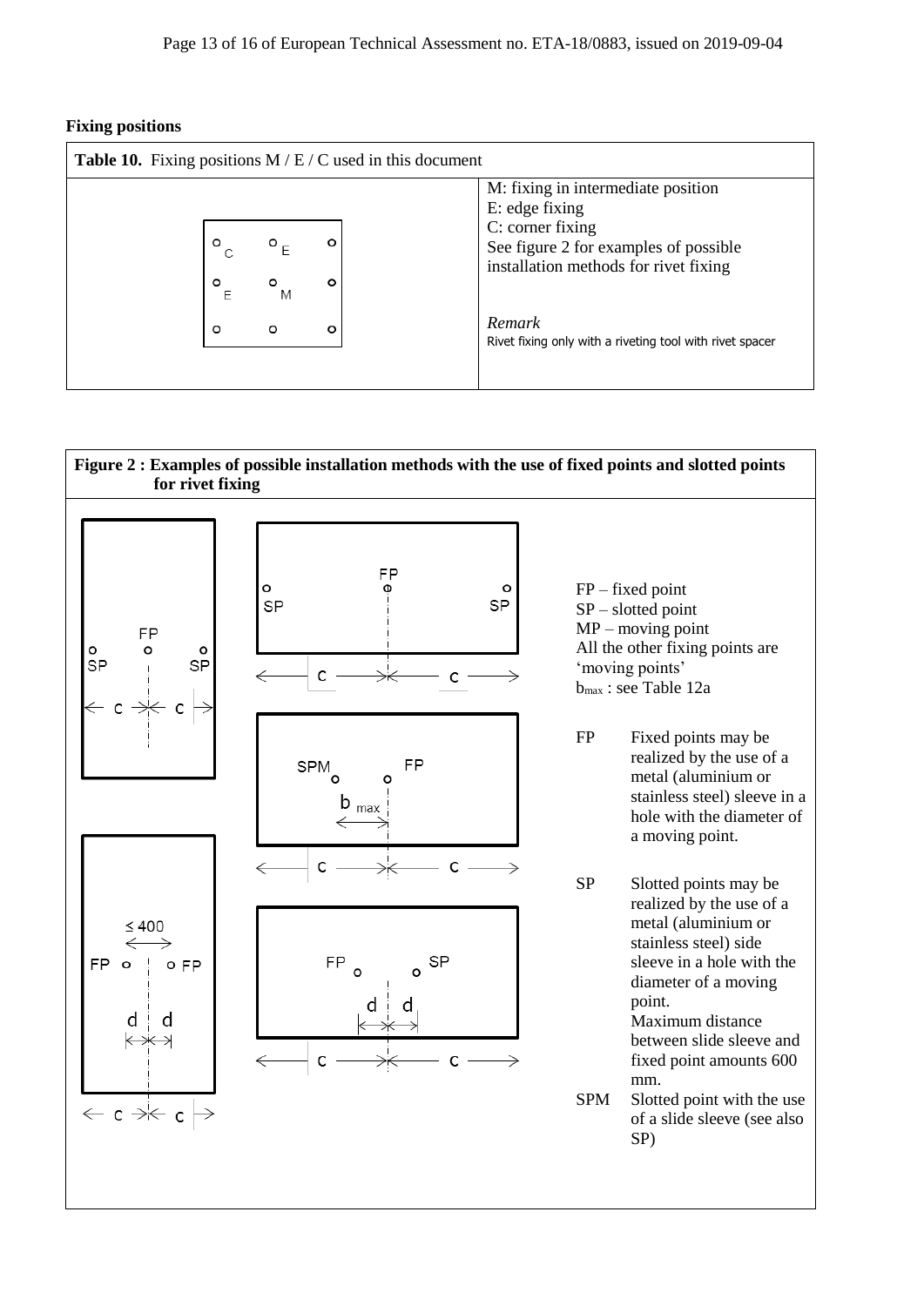**Fixing positions**

**Table 10.** Fixing positions M / E / C used in this document

| | |
|---|---|
| | M: fixing in intermediate position<br>E: edge fixing<br>C: corner fixing<br>See figure 2 for examples of possible installation methods for rivet fixing<br><br>*Remark*<br>Rivet fixing only with a riveting tool with rivet spacer |

**Figure 2 : Examples of possible installation methods with the use of fixed points and slotted points for rivet fixing**

FP – fixed point
SP – slotted point
MP – moving point
All the other fixing points are 'moving points'
$b_{max}$ : see Table 12a

| | |
|---|---|
| FP | Fixed points may be realized by the use of a metal (aluminium or stainless steel) sleeve in a hole with the diameter of a moving point. |
| SP | Slotted points may be realized by the use of a metal (aluminium or stainless steel) side sleeve in a hole with the diameter of a moving point.<br>Maximum distance between slide sleeve and fixed point amounts 600 mm. |
| SPM | Slotted point with the use of a slide sleeve (see also SP) |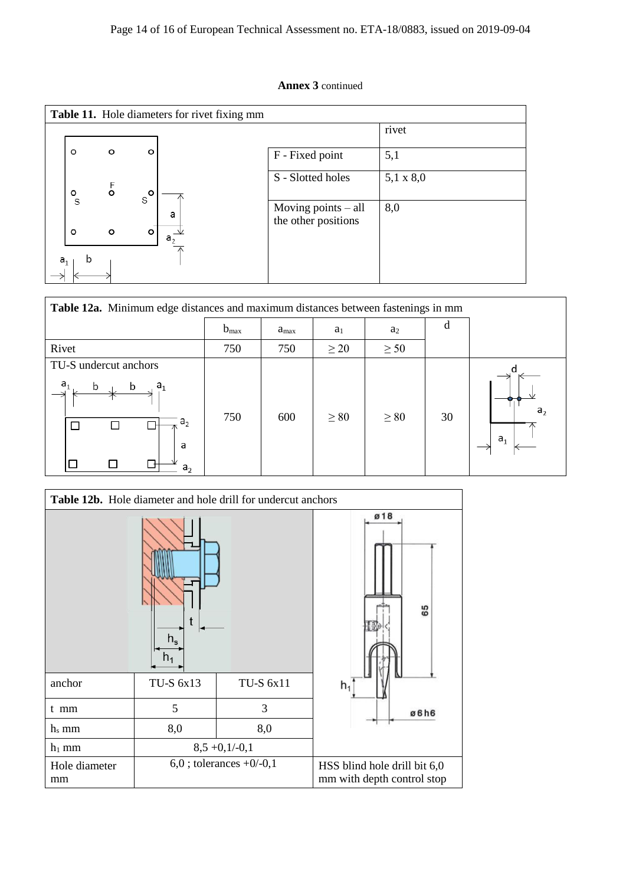**Annex 3** continued

**Table 11.** Hole diameters for rivet fixing mm

| | rivet |
|---|---|
| F - Fixed point | 5,1 |
| S - Slotted holes | 5,1 x 8,0 |
| Moving points – all the other positions | 8,0 |

**Table 12a.** Minimum edge distances and maximum distances between fastenings in mm

| | $b_{max}$ | $a_{max}$ | $a_1$ | $a_2$ | d |
|---|---|---|---|---|---|
| Rivet | 750 | 750 | ≥ 20 | ≥ 50 | |
| TU-S undercut anchors | 750 | 600 | ≥ 80 | ≥ 80 | 30 |

**Table 12b.** Hole diameter and hole drill for undercut anchors

| anchor | TU-S 6x13 | TU-S 6x11 |
|---|---|---|
| t mm | 5 | 3 |
| $h_s$ mm | 8,0 | 8,0 |
| $h_1$ mm | 8,5 +0,1/-0,1 | |
| Hole diameter mm | 6,0 ; tolerances +0/-0,1 | |

HSS blind hole drill bit 6,0 mm with depth control stop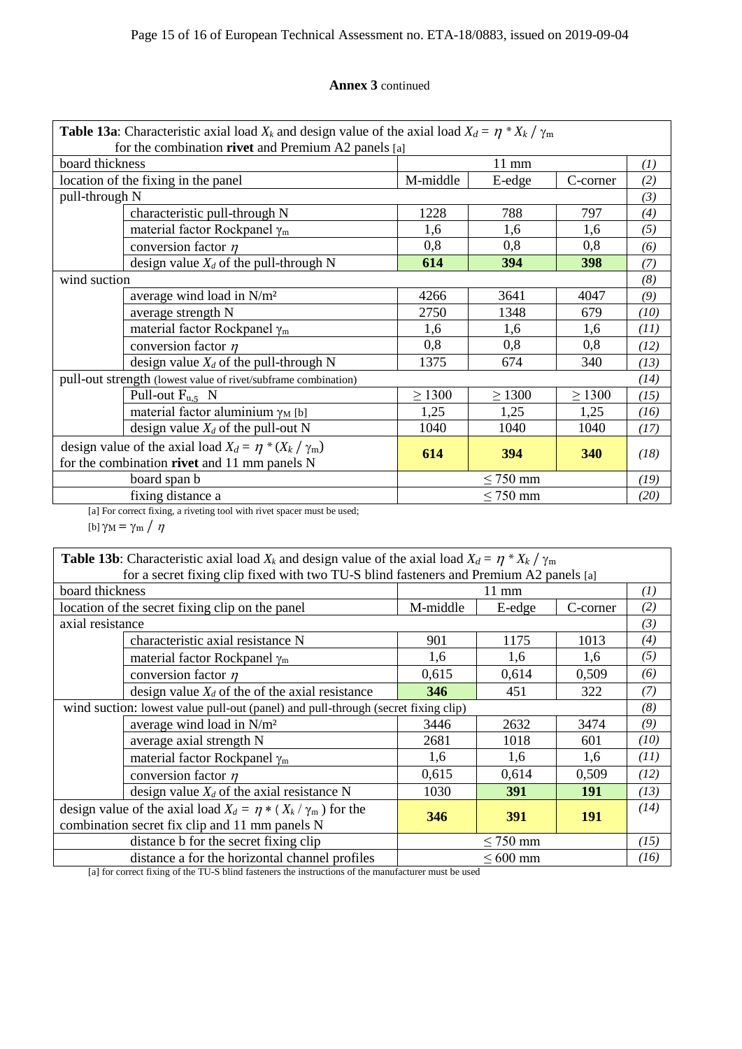**Annex 3** continued

| **Table 13a**: Characteristic axial load $X_k$ and design value of the axial load $X_d = \eta * X_k / \gamma_m$ for the combination **rivet** and Premium A2 panels [a] | | | | | |
|---|---|---|---|---|---|
| board thickness | | 11 mm | | | *(1)* |
| location of the fixing in the panel | | M-middle | E-edge | C-corner | *(2)* |
| pull-through N | | | | | *(3)* |
| | characteristic pull-through N | 1228 | 788 | 797 | *(4)* |
| | material factor Rockpanel $\gamma_m$ | 1,6 | 1,6 | 1,6 | *(5)* |
| | conversion factor $\eta$ | 0,8 | 0,8 | 0,8 | *(6)* |
| | design value $X_d$ of the pull-through N | **614** | **394** | **398** | *(7)* |
| wind suction | | | | | *(8)* |
| | average wind load in N/m² | 4266 | 3641 | 4047 | *(9)* |
| | average strength N | 2750 | 1348 | 679 | *(10)* |
| | material factor Rockpanel $\gamma_m$ | 1,6 | 1,6 | 1,6 | *(11)* |
| | conversion factor $\eta$ | 0,8 | 0,8 | 0,8 | *(12)* |
| | design value $X_d$ of the pull-through N | 1375 | 674 | 340 | *(13)* |
| pull-out strength (lowest value of rivet/subframe combination) | | | | | *(14)* |
| | Pull-out $F_{u,5}$ N | ≥ 1300 | ≥ 1300 | ≥ 1300 | *(15)* |
| | material factor aluminium $\gamma_M$ [b] | 1,25 | 1,25 | 1,25 | *(16)* |
| | design value $X_d$ of the pull-out N | 1040 | 1040 | 1040 | *(17)* |
| design value of the axial load $X_d = \eta * (X_k / \gamma_m)$ for the combination **rivet** and 11 mm panels N | | **614** | **394** | **340** | *(18)* |
| | board span b | ≤ 750 mm | | | *(19)* |
| | fixing distance a | ≤ 750 mm | | | *(20)* |

[a] For correct fixing, a riveting tool with rivet spacer must be used;
[b] $\gamma_M = \gamma_m / \eta$

| **Table 13b**: Characteristic axial load $X_k$ and design value of the axial load $X_d = \eta * X_k / \gamma_m$ for a secret fixing clip fixed with two TU-S blind fasteners and Premium A2 panels [a] | | | | | |
|---|---|---|---|---|---|
| board thickness | | 11 mm | | | *(1)* |
| location of the secret fixing clip on the panel | | M-middle | E-edge | C-corner | *(2)* |
| axial resistance | | | | | *(3)* |
| | characteristic axial resistance N | 901 | 1175 | 1013 | *(4)* |
| | material factor Rockpanel $\gamma_m$ | 1,6 | 1,6 | 1,6 | *(5)* |
| | conversion factor $\eta$ | 0,615 | 0,614 | 0,509 | *(6)* |
| | design value $X_d$ of the of the axial resistance | **346** | 451 | 322 | *(7)* |
| wind suction: lowest value pull-out (panel) and pull-through (secret fixing clip) | | | | | *(8)* |
| | average wind load in N/m² | 3446 | 2632 | 3474 | *(9)* |
| | average axial strength N | 2681 | 1018 | 601 | *(10)* |
| | material factor Rockpanel $\gamma_m$ | 1,6 | 1,6 | 1,6 | *(11)* |
| | conversion factor $\eta$ | 0,615 | 0,614 | 0,509 | *(12)* |
| | design value $X_d$ of the axial resistance N | 1030 | **391** | **191** | *(13)* |
| design value of the axial load $X_d = \eta * (X_k / \gamma_m)$ for the combination secret fix clip and 11 mm panels N | | **346** | **391** | **191** | *(14)* |
| | distance b for the secret fixing clip | ≤ 750 mm | | | *(15)* |
| | distance a for the horizontal channel profiles | ≤ 600 mm | | | *(16)* |

[a] for correct fixing of the TU-S blind fasteners the instructions of the manufacturer must be used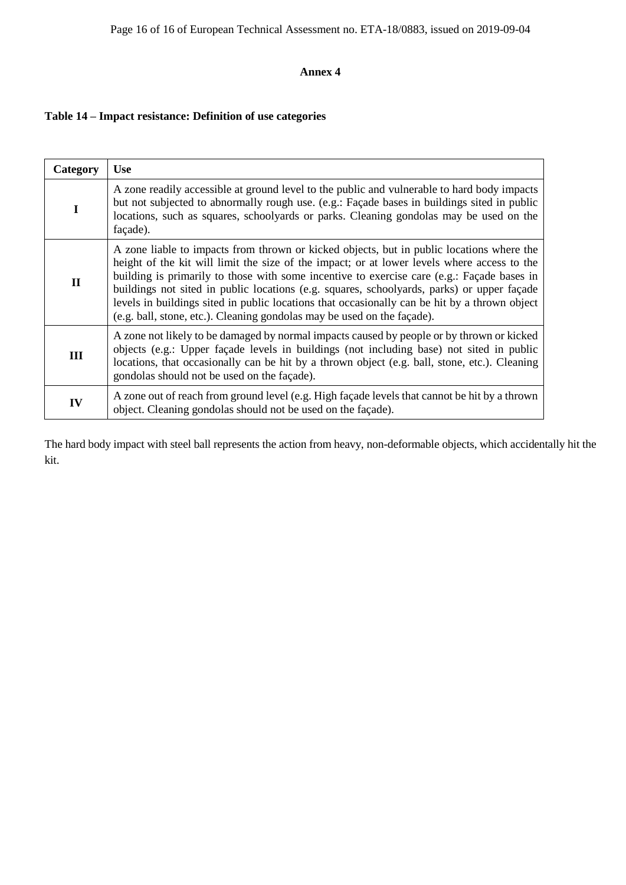**Annex 4**

**Table 14 – Impact resistance: Definition of use categories**

| Category | Use |
|---|---|
| **I** | A zone readily accessible at ground level to the public and vulnerable to hard body impacts but not subjected to abnormally rough use. (e.g.: Façade bases in buildings sited in public locations, such as squares, schoolyards or parks. Cleaning gondolas may be used on the façade). |
| **II** | A zone liable to impacts from thrown or kicked objects, but in public locations where the height of the kit will limit the size of the impact; or at lower levels where access to the building is primarily to those with some incentive to exercise care (e.g.: Façade bases in buildings not sited in public locations (e.g. squares, schoolyards, parks) or upper façade levels in buildings sited in public locations that occasionally can be hit by a thrown object (e.g. ball, stone, etc.). Cleaning gondolas may be used on the façade). |
| **III** | A zone not likely to be damaged by normal impacts caused by people or by thrown or kicked objects (e.g.: Upper façade levels in buildings (not including base) not sited in public locations, that occasionally can be hit by a thrown object (e.g. ball, stone, etc.). Cleaning gondolas should not be used on the façade). |
| **IV** | A zone out of reach from ground level (e.g. High façade levels that cannot be hit by a thrown object. Cleaning gondolas should not be used on the façade). |

The hard body impact with steel ball represents the action from heavy, non-deformable objects, which accidentally hit the kit.